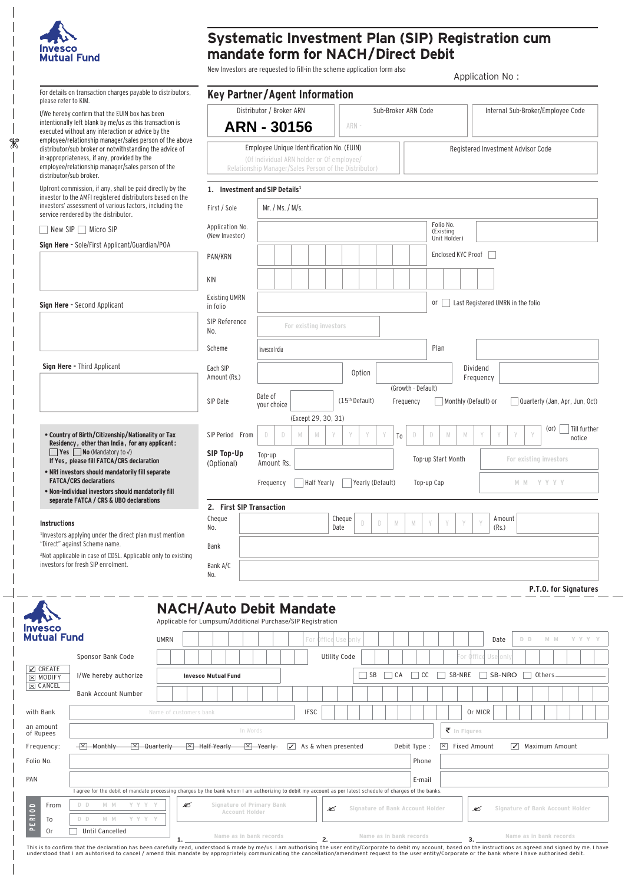**Invesco Mutual Fund**

# Systematic Investment Plan (SIP) Registration cum mandate form for NACH/Direct Debit

New Investors are requested to fill-in the scheme application form also

Application No :

For details on transaction charges payable to distributors, please refer to KIM.

I/We hereby confirm that the EUIN box has been intentionally left blank by me/us as this transaction is executed without any interaction or advice by the employee/relationship manager/sales person of the above distributor/sub broker or notwithstanding the advice of in-appropriateness, if any, provided by the employee/relationship manager/sales person of the distributor/sub broker.

Upfront commission, if any, shall be paid directly by the investor to the AMFI registered distributors based on the investors' assessment of various factors, including the service rendered by the distributor.

☐ New SIP ☐ Micro SIP

**Sign Here** - Sole/First Applicant/Guardian/POA

**Sign Here** - Second Applicant

**Sign Here** - Third Applicant

- **Country of Birth/Citizenship/Nationality or Tax Residency, other than India, for any applicant:** ☐ **Yes** ☐ **No** (Mandatory to √) **If Yes, please fill FATCA/CRS declaration**
- **NRI investors should mandatorily fill separate FATCA/CRS declarations**
- **Non-Individual investors should mandatorily fill separate FATCA / CRS & UBO declarations**

**Instructions**

[1]Investors applying under the direct plan must mention "Direct" against Scheme name.

[2]Not applicable in case of CDSL. Applicable only to existing investors for fresh SIP enrolment.

## Key Partner/Agent Information

| Distributor / Broker ARN | Sub-Broker ARN Code | Internal Sub-Broker/Employee Code |
|---|---|---|
| ARN - 30156 | ARN - | |

| Employee Unique Identification No. (EUIN) (Of Individual ARN holder or Of employee/ Relationship Manager/Sales Person of the Distributor) | Registered Investment Advisor Code |
|---|---|
| | |

### 1. Investment and SIP Details[1]

First / Sole: Mr. / Ms. / M/s.

Application No. (New Investor): ______ Folio No. (Existing Unit Holder): ______

PAN/KRN: ______ Enclosed KYC Proof ☐

KIN: ______

Existing UMRN in folio: ______ or ☐ Last Registered UMRN in the folio

SIP Reference No.: For existing investors

Scheme: Invesco India ______ Plan: ______

Each SIP Amount (Rs.): ______ Option: ______ (Growth - Default) Dividend Frequency: ______

SIP Date: Date of your choice ______ (Except 29, 30, 31) (15[th] Default) Frequency ☐ Monthly (Default) or ☐ Quarterly (Jan, Apr, Jun, Oct)

SIP Period From D D M M Y Y Y Y To D D M M Y Y Y Y (or) ☐ Till further notice

**SIP Top-Up** (Optional): Top-up Amount Rs. ______ Top-up Start Month: For existing investors

Frequency ☐ Half Yearly ☐ Yearly (Default) Top-up Cap: M M Y Y Y Y

### 2. First SIP Transaction

Cheque No.: ______ Cheque Date: D D M M Y Y Y Y Amount (Rs.): ______

Bank: ______

Bank A/C No.: ______

**P.T.O. for Signatures**

---

**Invesco Mutual Fund**

# NACH/Auto Debit Mandate

Applicable for Lumpsum/Additional Purchase/SIP Registration

UMRN: ______ For Office Use only Date: D D M M Y Y Y Y

☑ CREATE ☒ MODIFY ☒ CANCEL

Sponsor Bank Code: ______ Utility Code: ______ For Office Use only

I/We hereby authorize **Invesco Mutual Fund** to debit (tick √) ☐ SB ☐ CA ☐ CC ☐ SB-NRE ☐ SB-NRO ☐ Others ______

Bank Account Number: ______

with Bank: Name of customers bank ______ IFSC: ______ Or MICR: ______

an amount of Rupees: In Words ______ ₹ In Figures ______

Frequency: ☒ ~~Monthly~~ ☒ ~~Quarterly~~ ☒ ~~Half Yearly~~ ☒ ~~Yearly~~ ☑ As & when presented Debit Type: ☒ Fixed Amount ☑ Maximum Amount

Folio No.: ______ Phone: ______

PAN: ______ E-mail: ______

I agree for the debit of mandate processing charges by the bank whom I am authorizing to debit my account as per latest schedule of charges of the banks.

PERIOD

From D D M M Y Y Y Y

To D D M M Y Y Y Y

Or ☐ Until Cancelled

1. Signature of Primary Bank Account Holder — Name as in bank records

2. Signature of Bank Account Holder — Name as in bank records

3. Signature of Bank Account Holder — Name as in bank records

This is to confirm that the declaration has been carefully read, understood & made by me/us. I am authorising the user entity/Corporate to debit my account, based on the instructions as agreed and signed by me. I have understood that I am auhtorised to cancel / amend this mandate by appropriately communicating the cancellation/amendment request to the user entity/Corporate or the bank where I have authorised debit.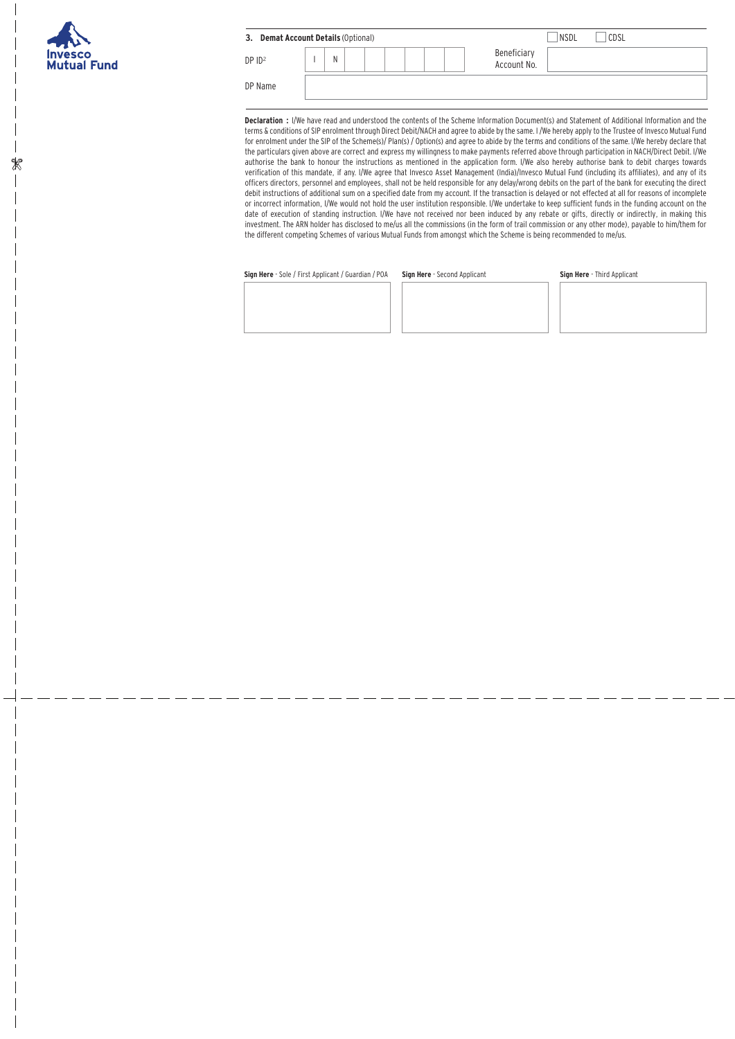### 3. Demat Account Details (Optional)

☐ NSDL ☐ CDSL

| | | | |
|---|---|---|---|
| DP ID[2] | I N | Beneficiary Account No. | |
| DP Name | | | |

**Declaration :** I/We have read and understood the contents of the Scheme Information Document(s) and Statement of Additional Information and the terms & conditions of SIP enrolment through Direct Debit/NACH and agree to abide by the same. I /We hereby apply to the Trustee of Invesco Mutual Fund for enrolment under the SIP of the Scheme(s)/ Plan(s) / Option(s) and agree to abide by the terms and conditions of the same. I/We hereby declare that the particulars given above are correct and express my willingness to make payments referred above through participation in NACH/Direct Debit. I/We authorise the bank to honour the instructions as mentioned in the application form. I/We also hereby authorise bank to debit charges towards verification of this mandate, if any. I/We agree that Invesco Asset Management (India)/Invesco Mutual Fund (including its affiliates), and any of its officers directors, personnel and employees, shall not be held responsible for any delay/wrong debits on the part of the bank for executing the direct debit instructions of additional sum on a specified date from my account. If the transaction is delayed or not effected at all for reasons of incomplete or incorrect information, I/We would not hold the user institution responsible. I/We undertake to keep sufficient funds in the funding account on the date of execution of standing instruction. I/We have not received nor been induced by any rebate or gifts, directly or indirectly, in making this investment. The ARN holder has disclosed to me/us all the commissions (in the form of trail commission or any other mode), payable to him/them for the different competing Schemes of various Mutual Funds from amongst which the Scheme is being recommended to me/us.

| **Sign Here** - Sole / First Applicant / Guardian / POA | **Sign Here** - Second Applicant | **Sign Here** - Third Applicant |
|---|---|---|
| | | |